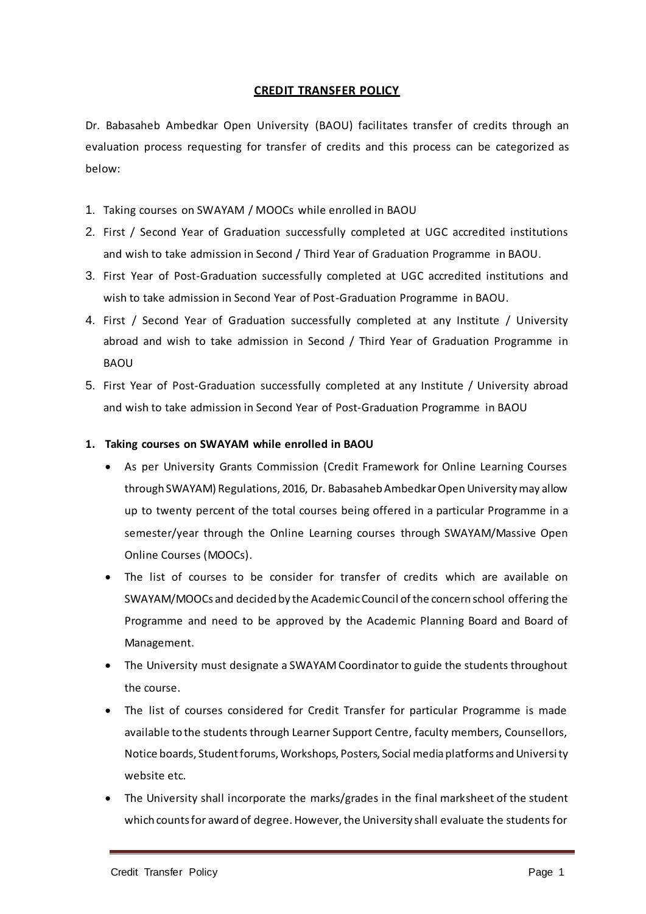# CREDIT TRANSFER POLICY

Dr. Babasaheb Ambedkar Open University (BAOU) facilitates transfer of credits through an evaluation process requesting for transfer of credits and this process can be categorized as below:

1. Taking courses on SWAYAM / MOOCs while enrolled in BAOU
2. First / Second Year of Graduation successfully completed at UGC accredited institutions and wish to take admission in Second / Third Year of Graduation Programme in BAOU.
3. First Year of Post-Graduation successfully completed at UGC accredited institutions and wish to take admission in Second Year of Post-Graduation Programme in BAOU.
4. First / Second Year of Graduation successfully completed at any Institute / University abroad and wish to take admission in Second / Third Year of Graduation Programme in BAOU
5. First Year of Post-Graduation successfully completed at any Institute / University abroad and wish to take admission in Second Year of Post-Graduation Programme in BAOU

## 1. Taking courses on SWAYAM while enrolled in BAOU

- As per University Grants Commission (Credit Framework for Online Learning Courses through SWAYAM) Regulations, 2016, Dr. Babasaheb Ambedkar Open University may allow up to twenty percent of the total courses being offered in a particular Programme in a semester/year through the Online Learning courses through SWAYAM/Massive Open Online Courses (MOOCs).
- The list of courses to be consider for transfer of credits which are available on SWAYAM/MOOCs and decided by the Academic Council of the concern school offering the Programme and need to be approved by the Academic Planning Board and Board of Management.
- The University must designate a SWAYAM Coordinator to guide the students throughout the course.
- The list of courses considered for Credit Transfer for particular Programme is made available to the students through Learner Support Centre, faculty members, Counsellors, Notice boards, Student forums, Workshops, Posters, Social media platforms and University website etc.
- The University shall incorporate the marks/grades in the final marksheet of the student which counts for award of degree. However, the University shall evaluate the students for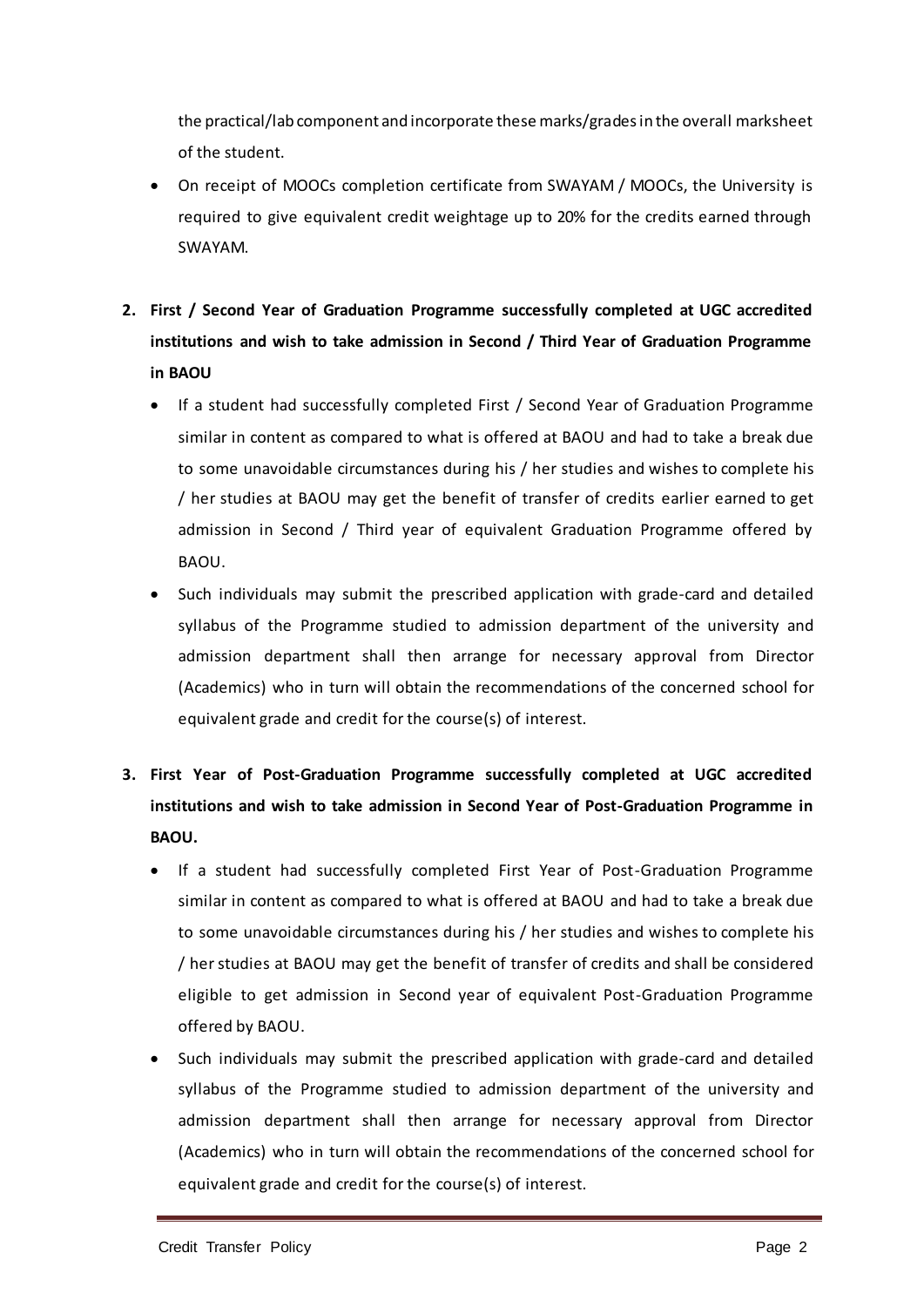the practical/lab component and incorporate these marks/grades in the overall marksheet of the student.

- On receipt of MOOCs completion certificate from SWAYAM / MOOCs, the University is required to give equivalent credit weightage up to 20% for the credits earned through SWAYAM.

**2. First / Second Year of Graduation Programme successfully completed at UGC accredited institutions and wish to take admission in Second / Third Year of Graduation Programme in BAOU**

- If a student had successfully completed First / Second Year of Graduation Programme similar in content as compared to what is offered at BAOU and had to take a break due to some unavoidable circumstances during his / her studies and wishes to complete his / her studies at BAOU may get the benefit of transfer of credits earlier earned to get admission in Second / Third year of equivalent Graduation Programme offered by BAOU.
- Such individuals may submit the prescribed application with grade-card and detailed syllabus of the Programme studied to admission department of the university and admission department shall then arrange for necessary approval from Director (Academics) who in turn will obtain the recommendations of the concerned school for equivalent grade and credit for the course(s) of interest.

**3. First Year of Post-Graduation Programme successfully completed at UGC accredited institutions and wish to take admission in Second Year of Post-Graduation Programme in BAOU.**

- If a student had successfully completed First Year of Post-Graduation Programme similar in content as compared to what is offered at BAOU and had to take a break due to some unavoidable circumstances during his / her studies and wishes to complete his / her studies at BAOU may get the benefit of transfer of credits and shall be considered eligible to get admission in Second year of equivalent Post-Graduation Programme offered by BAOU.
- Such individuals may submit the prescribed application with grade-card and detailed syllabus of the Programme studied to admission department of the university and admission department shall then arrange for necessary approval from Director (Academics) who in turn will obtain the recommendations of the concerned school for equivalent grade and credit for the course(s) of interest.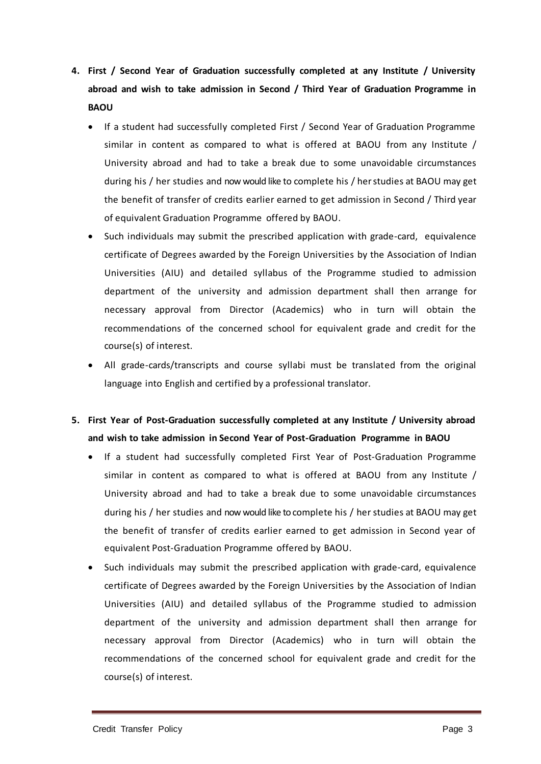4. **First / Second Year of Graduation successfully completed at any Institute / University abroad and wish to take admission in Second / Third Year of Graduation Programme in BAOU**

   - If a student had successfully completed First / Second Year of Graduation Programme similar in content as compared to what is offered at BAOU from any Institute / University abroad and had to take a break due to some unavoidable circumstances during his / her studies and now would like to complete his / her studies at BAOU may get the benefit of transfer of credits earlier earned to get admission in Second / Third year of equivalent Graduation Programme offered by BAOU.
   - Such individuals may submit the prescribed application with grade-card, equivalence certificate of Degrees awarded by the Foreign Universities by the Association of Indian Universities (AIU) and detailed syllabus of the Programme studied to admission department of the university and admission department shall then arrange for necessary approval from Director (Academics) who in turn will obtain the recommendations of the concerned school for equivalent grade and credit for the course(s) of interest.
   - All grade-cards/transcripts and course syllabi must be translated from the original language into English and certified by a professional translator.

5. **First Year of Post-Graduation successfully completed at any Institute / University abroad and wish to take admission in Second Year of Post-Graduation Programme in BAOU**

   - If a student had successfully completed First Year of Post-Graduation Programme similar in content as compared to what is offered at BAOU from any Institute / University abroad and had to take a break due to some unavoidable circumstances during his / her studies and now would like to complete his / her studies at BAOU may get the benefit of transfer of credits earlier earned to get admission in Second year of equivalent Post-Graduation Programme offered by BAOU.
   - Such individuals may submit the prescribed application with grade-card, equivalence certificate of Degrees awarded by the Foreign Universities by the Association of Indian Universities (AIU) and detailed syllabus of the Programme studied to admission department of the university and admission department shall then arrange for necessary approval from Director (Academics) who in turn will obtain the recommendations of the concerned school for equivalent grade and credit for the course(s) of interest.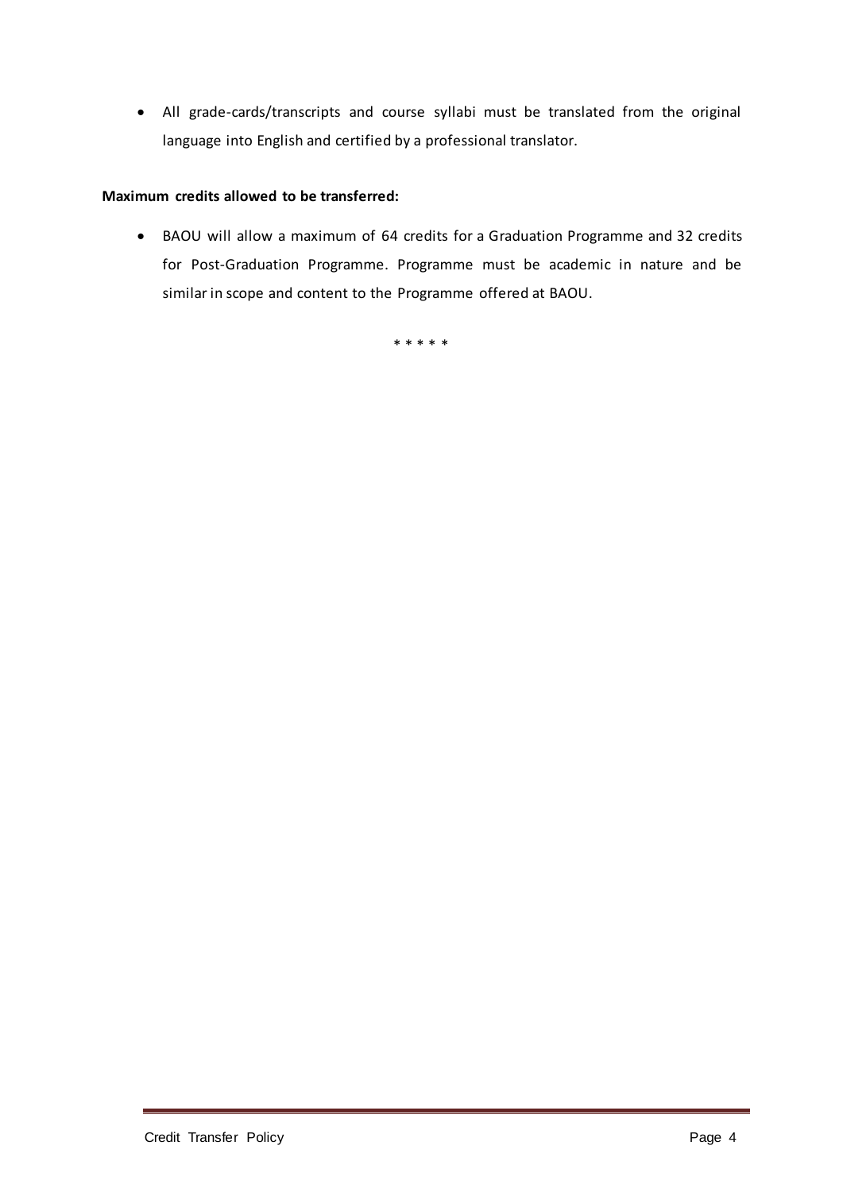- All grade-cards/transcripts and course syllabi must be translated from the original language into English and certified by a professional translator.

**Maximum credits allowed to be transferred:**

- BAOU will allow a maximum of 64 credits for a Graduation Programme and 32 credits for Post-Graduation Programme. Programme must be academic in nature and be similar in scope and content to the Programme offered at BAOU.

\* \* \* \* \*